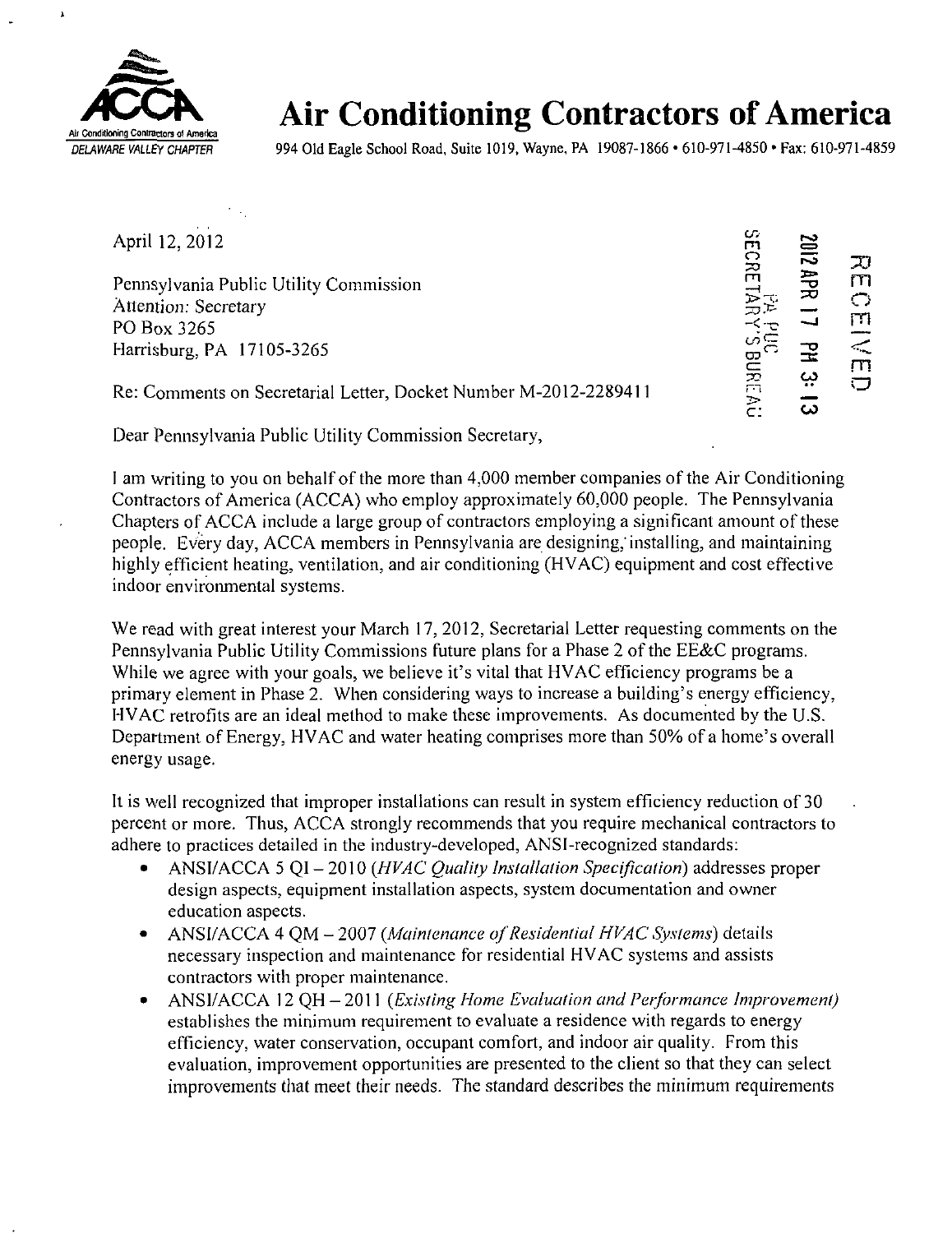# Air Conditioning Contractors of America

Air Conditioning Contractors of America
DELAWARE VALLEY CHAPTER

994 Old Eagle School Road, Suite 1019, Wayne, PA 19087-1866 • 610-971-4850 • Fax: 610-971-4859

RECEIVED
2012 APR 17 PM 3:13
PA PUC
SECRETARY'S BUREAU

April 12, 2012

Pennsylvania Public Utility Commission
Attention: Secretary
PO Box 3265
Harrisburg, PA 17105-3265

Re: Comments on Secretarial Letter, Docket Number M-2012-2289411

Dear Pennsylvania Public Utility Commission Secretary,

I am writing to you on behalf of the more than 4,000 member companies of the Air Conditioning Contractors of America (ACCA) who employ approximately 60,000 people. The Pennsylvania Chapters of ACCA include a large group of contractors employing a significant amount of these people. Every day, ACCA members in Pennsylvania are designing, installing, and maintaining highly efficient heating, ventilation, and air conditioning (HVAC) equipment and cost effective indoor environmental systems.

We read with great interest your March 17, 2012, Secretarial Letter requesting comments on the Pennsylvania Public Utility Commissions future plans for a Phase 2 of the EE&C programs. While we agree with your goals, we believe it's vital that HVAC efficiency programs be a primary element in Phase 2. When considering ways to increase a building's energy efficiency, HVAC retrofits are an ideal method to make these improvements. As documented by the U.S. Department of Energy, HVAC and water heating comprises more than 50% of a home's overall energy usage.

It is well recognized that improper installations can result in system efficiency reduction of 30 percent or more. Thus, ACCA strongly recommends that you require mechanical contractors to adhere to practices detailed in the industry-developed, ANSI-recognized standards:

- ANSI/ACCA 5 QI – 2010 (*HVAC Quality Installation Specification*) addresses proper design aspects, equipment installation aspects, system documentation and owner education aspects.
- ANSI/ACCA 4 QM – 2007 (*Maintenance of Residential HVAC Systems*) details necessary inspection and maintenance for residential HVAC systems and assists contractors with proper maintenance.
- ANSI/ACCA 12 QH – 2011 (*Existing Home Evaluation and Performance Improvement*) establishes the minimum requirement to evaluate a residence with regards to energy efficiency, water conservation, occupant comfort, and indoor air quality. From this evaluation, improvement opportunities are presented to the client so that they can select improvements that meet their needs. The standard describes the minimum requirements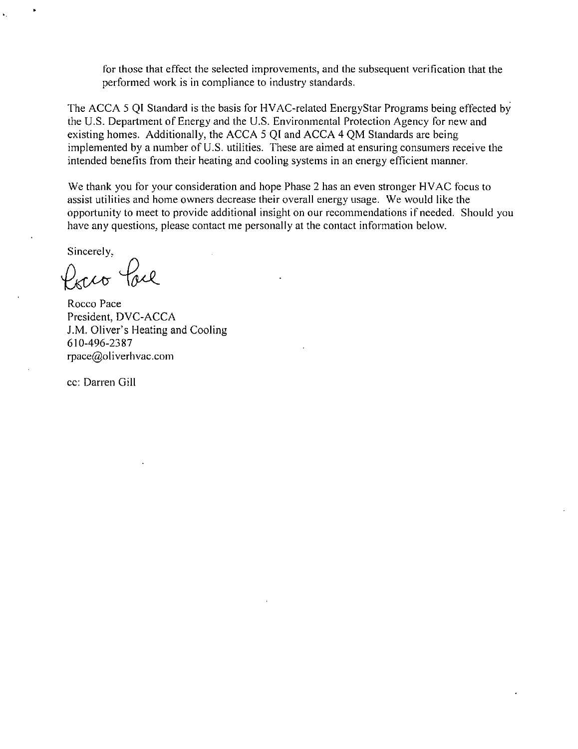for those that effect the selected improvements, and the subsequent verification that the performed work is in compliance to industry standards.

The ACCA 5 QI Standard is the basis for HVAC-related EnergyStar Programs being effected by the U.S. Department of Energy and the U.S. Environmental Protection Agency for new and existing homes. Additionally, the ACCA 5 QI and ACCA 4 QM Standards are being implemented by a number of U.S. utilities. These are aimed at ensuring consumers receive the intended benefits from their heating and cooling systems in an energy efficient manner.

We thank you for your consideration and hope Phase 2 has an even stronger HVAC focus to assist utilities and home owners decrease their overall energy usage. We would like the opportunity to meet to provide additional insight on our recommendations if needed. Should you have any questions, please contact me personally at the contact information below.

Sincerely,

Rocco Pace

Rocco Pace
President, DVC-ACCA
J.M. Oliver's Heating and Cooling
610-496-2387
rpace@oliverhvac.com

cc: Darren Gill